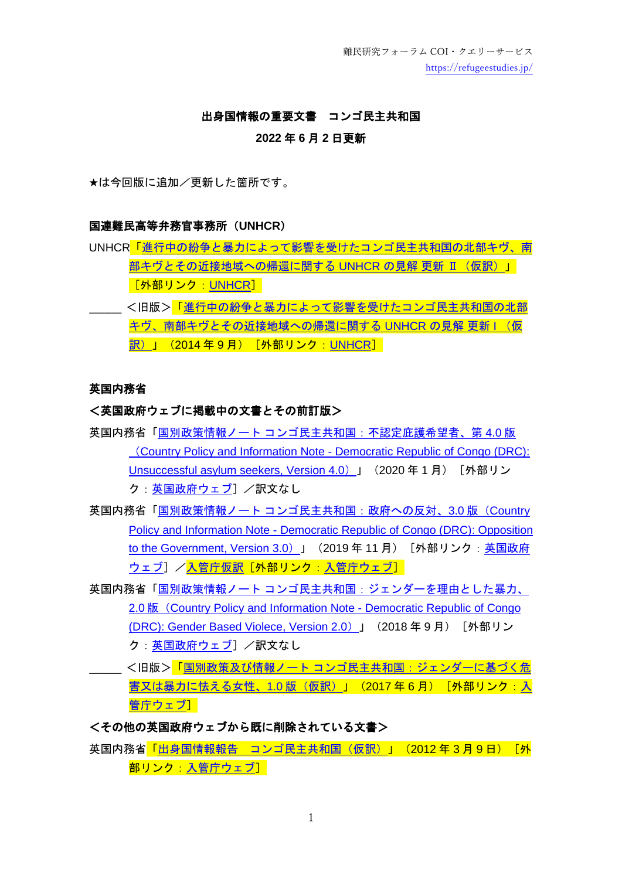難民研究フォーラム COI・クエリーサービス
https://refugeestudies.jp/

# 出身国情報の重要文書　コンゴ民主共和国

**2022 年 6 月 2 日更新**

★は今回版に追加／更新した箇所です。

## 国連難民高等弁務官事務所（UNHCR）

UNHCR「進行中の紛争と暴力によって影響を受けたコンゴ民主共和国の北部キヴ、南部キヴとその近接地域への帰還に関する UNHCR の見解 更新 Ⅱ（仮訳）」［外部リンク：UNHCR］

_____ ＜旧版＞「進行中の紛争と暴力によって影響を受けたコンゴ民主共和国の北部キヴ、南部キヴとその近接地域への帰還に関する UNHCR の見解 更新 I（仮訳）」（2014 年 9 月）［外部リンク：UNHCR］

## 英国内務省

### ＜英国政府ウェブに掲載中の文書とその前訂版＞

英国内務省「国別政策情報ノート コンゴ民主共和国：不認定庇護希望者、第 4.0 版（Country Policy and Information Note - Democratic Republic of Congo (DRC): Unsuccessful asylum seekers, Version 4.0）」（2020 年 1 月）［外部リンク：英国政府ウェブ］／訳文なし

英国内務省「国別政策情報ノート コンゴ民主共和国：政府への反対、3.0 版（Country Policy and Information Note - Democratic Republic of Congo (DRC): Opposition to the Government, Version 3.0）」（2019 年 11 月）［外部リンク：英国政府ウェブ］／入管庁仮訳［外部リンク：入管庁ウェブ］

英国内務省「国別政策情報ノート コンゴ民主共和国：ジェンダーを理由とした暴力、2.0 版（Country Policy and Information Note - Democratic Republic of Congo (DRC): Gender Based Violece, Version 2.0）」（2018 年 9 月）［外部リンク：英国政府ウェブ］／訳文なし

_____ ＜旧版＞「国別政策及び情報ノート コンゴ民主共和国：ジェンダーに基づく危害又は暴力に怯える女性、1.0 版（仮訳）」（2017 年 6 月）［外部リンク：入管庁ウェブ］

### ＜その他の英国政府ウェブから既に削除されている文書＞

英国内務省「出身国情報報告　コンゴ民主共和国（仮訳）」（2012 年 3 月 9 日）［外部リンク：入管庁ウェブ］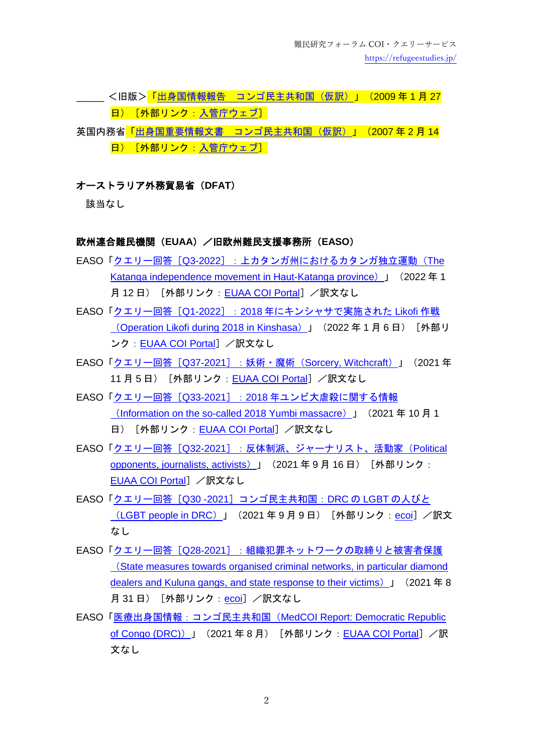＿＿＿ ＜旧版＞「出身国情報報告　コンゴ民主共和国（仮訳）」（2009 年 1 月 27 日）［外部リンク：入管庁ウェブ］

英国内務省「出身国重要情報文書　コンゴ民主共和国（仮訳）」（2007 年 2 月 14 日）［外部リンク：入管庁ウェブ］

**オーストラリア外務貿易省（DFAT）**

該当なし

**欧州連合難民機関（EUAA）／旧欧州難民支援事務所（EASO）**

EASO「クエリー回答［Q3-2022］：上カタンガ州におけるカタンガ独立運動（The Katanga independence movement in Haut-Katanga province）」（2022 年 1 月 12 日）［外部リンク：EUAA COI Portal］／訳文なし

EASO「クエリー回答［Q1-2022］：2018 年にキンシャサで実施された Likofi 作戦（Operation Likofi during 2018 in Kinshasa）」（2022 年 1 月 6 日）［外部リンク：EUAA COI Portal］／訳文なし

EASO「クエリー回答［Q37-2021］：妖術・魔術（Sorcery, Witchcraft）」（2021 年 11 月 5 日）［外部リンク：EUAA COI Portal］／訳文なし

EASO「クエリー回答［Q33-2021］：2018 年ユンビ大虐殺に関する情報（Information on the so-called 2018 Yumbi massacre）」（2021 年 10 月 1 日）［外部リンク：EUAA COI Portal］／訳文なし

EASO「クエリー回答［Q32-2021］：反体制派、ジャーナリスト、活動家（Political opponents, journalists, activists）」（2021 年 9 月 16 日）［外部リンク：EUAA COI Portal］／訳文なし

EASO「クエリー回答［Q30 -2021］コンゴ民主共和国：DRC の LGBT の人びと（LGBT people in DRC）」（2021 年 9 月 9 日）［外部リンク：ecoi］／訳文なし

EASO「クエリー回答［Q28-2021］：組織犯罪ネットワークの取締りと被害者保護（State measures towards organised criminal networks, in particular diamond dealers and Kuluna gangs, and state response to their victims）」（2021 年 8 月 31 日）［外部リンク：ecoi］／訳文なし

EASO「医療出身国情報：コンゴ民主共和国（MedCOI Report: Democratic Republic of Congo (DRC)）」（2021 年 8 月）［外部リンク：EUAA COI Portal］／訳文なし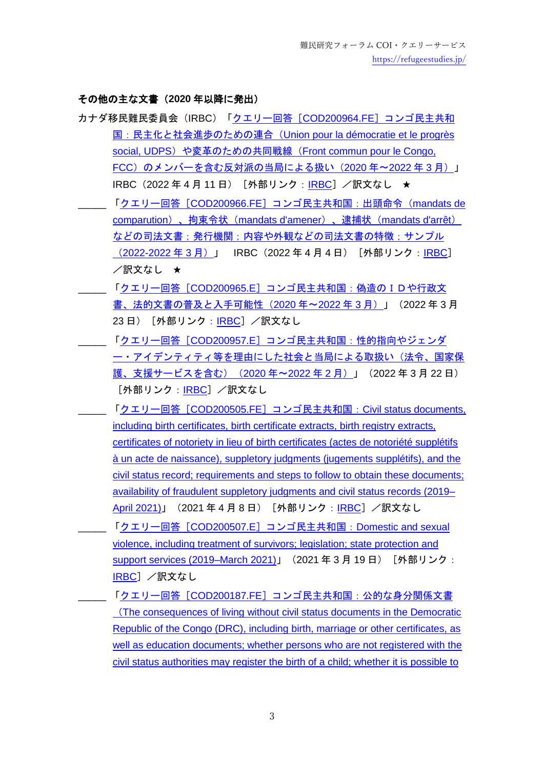**その他の主な文書（2020 年以降に発出）**

カナダ移民難民委員会（IRBC）「クエリー回答［COD200964.FE］コンゴ民主共和国：民主化と社会進歩のための連合（Union pour la démocratie et le progrès social, UDPS）や変革のための共同戦線（Front commun pour le Congo, FCC）のメンバーを含む反対派の当局による扱い（2020 年～2022 年 3 月）」IRBC（2022 年 4 月 11 日）［外部リンク：IRBC］／訳文なし ★

＿＿＿「クエリー回答［COD200966.FE］コンゴ民主共和国：出頭命令（mandats de comparution）、拘束令状（mandats d'amener）、逮捕状（mandats d'arrêt）などの司法文書；発行機関；内容や外観などの司法文書の特徴；サンプル（2022-2022 年 3 月）」 IRBC（2022 年 4 月 4 日）［外部リンク：IRBC］／訳文なし ★

＿＿＿「クエリー回答［COD200965.E］コンゴ民主共和国：偽造のＩＤや行政文書、法的文書の普及と入手可能性（2020 年～2022 年 3 月）」（2022 年 3 月 23 日）［外部リンク：IRBC］／訳文なし

＿＿＿「クエリー回答［COD200957.E］コンゴ民主共和国：性的指向やジェンダー・アイデンティティ等を理由にした社会と当局による取扱い（法令、国家保護、支援サービスを含む）（2020 年～2022 年 2 月）」（2022 年 3 月 22 日）［外部リンク：IRBC］／訳文なし

＿＿＿「クエリー回答［COD200505.FE］コンゴ民主共和国：Civil status documents, including birth certificates, birth certificate extracts, birth registry extracts, certificates of notoriety in lieu of birth certificates (actes de notoriété supplétifs à un acte de naissance), suppletory judgments (jugements supplétifs), and the civil status record; requirements and steps to follow to obtain these documents; availability of fraudulent suppletory judgments and civil status records (2019–April 2021)」（2021 年 4 月 8 日）［外部リンク：IRBC］／訳文なし

＿＿＿「クエリー回答［COD200507.E］コンゴ民主共和国：Domestic and sexual violence, including treatment of survivors; legislation; state protection and support services (2019–March 2021)」（2021 年 3 月 19 日）［外部リンク：IRBC］／訳文なし

＿＿＿「クエリー回答［COD200187.FE］コンゴ民主共和国：公的な身分関係文書（The consequences of living without civil status documents in the Democratic Republic of the Congo (DRC), including birth, marriage or other certificates, as well as education documents; whether persons who are not registered with the civil status authorities may register the birth of a child; whether it is possible to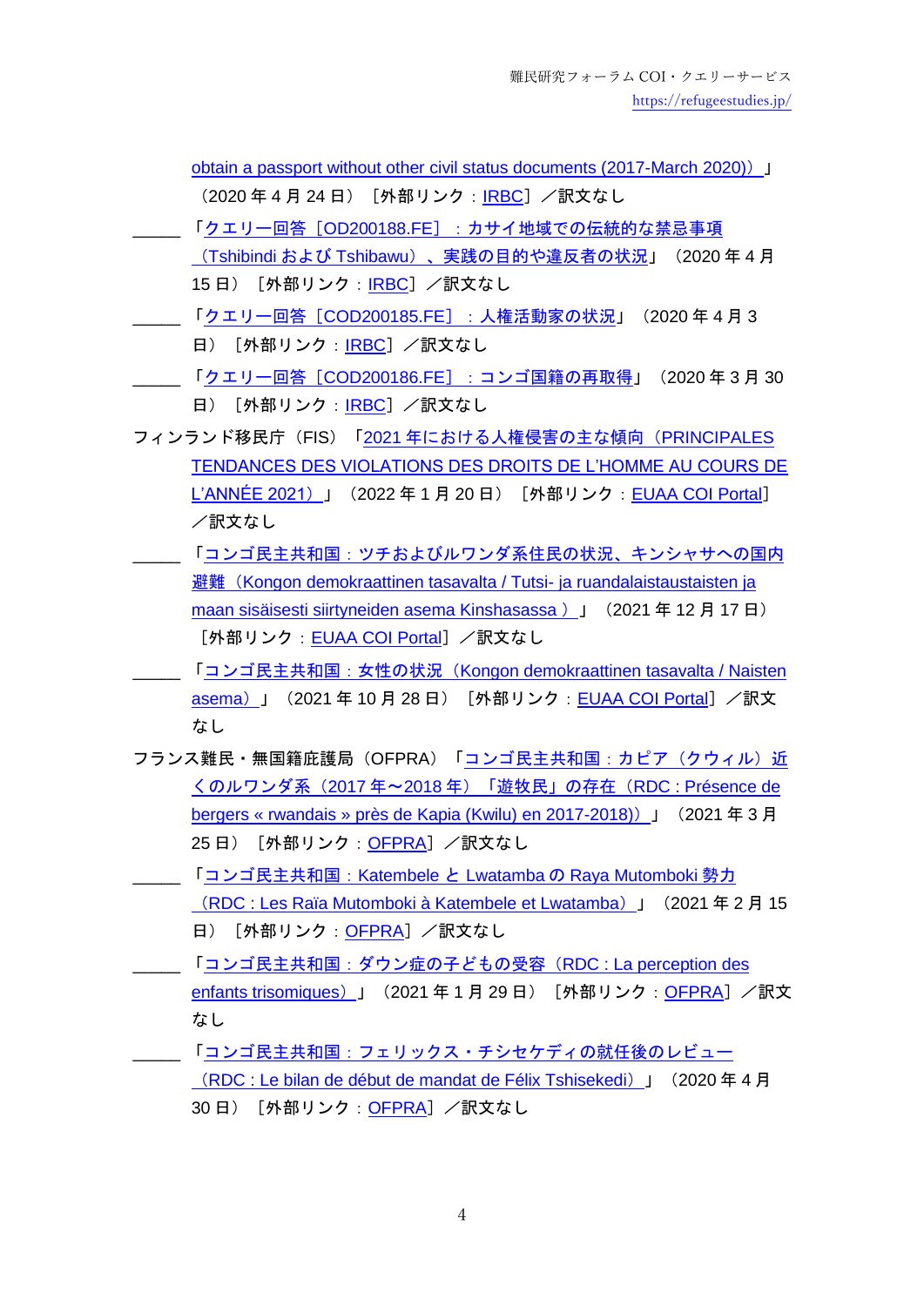obtain a passport without other civil status documents (2017-March 2020)」（2020 年 4 月 24 日）［外部リンク：IRBC］／訳文なし

＿＿＿「クエリー回答［OD200188.FE］：カサイ地域での伝統的な禁忌事項（Tshibindi および Tshibawu）、実践の目的や違反者の状況」（2020 年 4 月 15 日）［外部リンク：IRBC］／訳文なし

＿＿＿「クエリー回答［COD200185.FE］：人権活動家の状況」（2020 年 4 月 3 日）［外部リンク：IRBC］／訳文なし

＿＿＿「クエリー回答［COD200186.FE］：コンゴ国籍の再取得」（2020 年 3 月 30 日）［外部リンク：IRBC］／訳文なし

フィンランド移民庁（FIS）「2021 年における人権侵害の主な傾向（PRINCIPALES TENDANCES DES VIOLATIONS DES DROITS DE L'HOMME AU COURS DE L'ANNÉE 2021）」（2022 年 1 月 20 日）［外部リンク：EUAA COI Portal］／訳文なし

＿＿＿「コンゴ民主共和国：ツチおよびルワンダ系住民の状況、キンシャサへの国内避難（Kongon demokraattinen tasavalta / Tutsi- ja ruandalaistaustaisten ja maan sisäisesti siirtyneiden asema Kinshasassa）」（2021 年 12 月 17 日）［外部リンク：EUAA COI Portal］／訳文なし

＿＿＿「コンゴ民主共和国：女性の状況（Kongon demokraattinen tasavalta / Naisten asema）」（2021 年 10 月 28 日）［外部リンク：EUAA COI Portal］／訳文なし

フランス難民・無国籍庇護局（OFPRA）「コンゴ民主共和国：カピア（クウィル）近くのルワンダ系（2017 年～2018 年）「遊牧民」の存在（RDC : Présence de bergers « rwandais » près de Kapia (Kwilu) en 2017-2018)）」（2021 年 3 月 25 日）［外部リンク：OFPRA］／訳文なし

＿＿＿「コンゴ民主共和国：Katembele と Lwatamba の Raya Mutomboki 勢力（RDC : Les Raïa Mutomboki à Katembele et Lwatamba）」（2021 年 2 月 15 日）［外部リンク：OFPRA］／訳文なし

＿＿＿「コンゴ民主共和国：ダウン症の子どもの受容（RDC : La perception des enfants trisomiques）」（2021 年 1 月 29 日）［外部リンク：OFPRA］／訳文なし

＿＿＿「コンゴ民主共和国：フェリックス・チシセケディの就任後のレビュー（RDC : Le bilan de début de mandat de Félix Tshisekedi）」（2020 年 4 月 30 日）［外部リンク：OFPRA］／訳文なし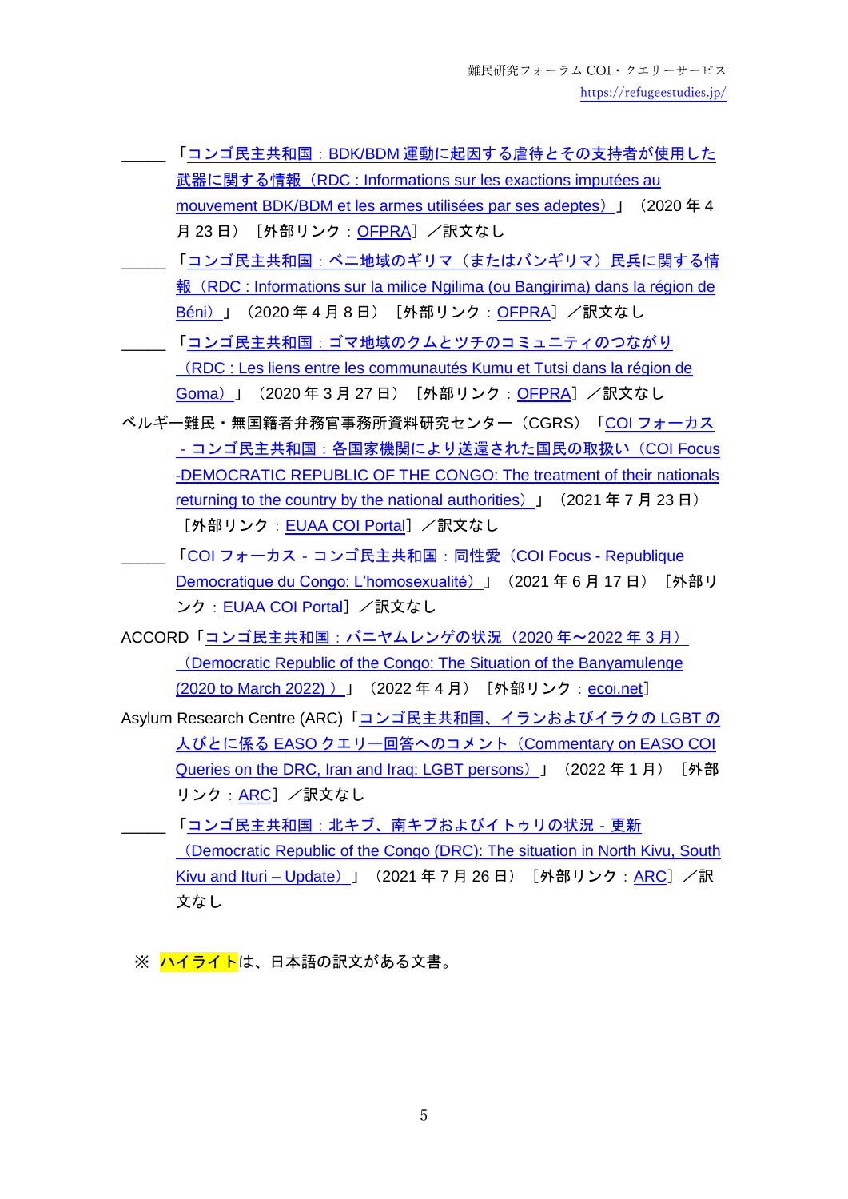_____ 「コンゴ民主共和国：BDK/BDM 運動に起因する虐待とその支持者が使用した武器に関する情報（RDC : Informations sur les exactions imputées au mouvement BDK/BDM et les armes utilisées par ses adeptes）」（2020 年 4 月 23 日）［外部リンク：OFPRA］／訳文なし

_____ 「コンゴ民主共和国：ベニ地域のギリマ（またはバンギリマ）民兵に関する情報（RDC : Informations sur la milice Ngilima (ou Bangirima) dans la région de Béni）」（2020 年 4 月 8 日）［外部リンク：OFPRA］／訳文なし

_____ 「コンゴ民主共和国：ゴマ地域のクムとツチのコミュニティのつながり（RDC : Les liens entre les communautés Kumu et Tutsi dans la région de Goma）」（2020 年 3 月 27 日）［外部リンク：OFPRA］／訳文なし

ベルギー難民・無国籍者弁務官事務所資料研究センター（CGRS）「COI フォーカス - コンゴ民主共和国：各国家機関により送還された国民の取扱い（COI Focus -DEMOCRATIC REPUBLIC OF THE CONGO: The treatment of their nationals returning to the country by the national authorities）」（2021 年 7 月 23 日）［外部リンク：EUAA COI Portal］／訳文なし

_____ 「COI フォーカス - コンゴ民主共和国：同性愛（COI Focus - Republique Democratique du Congo: L'homosexualité）」（2021 年 6 月 17 日）［外部リンク：EUAA COI Portal］／訳文なし

ACCORD「コンゴ民主共和国：バニャムレンゲの状況（2020 年～2022 年 3 月）（Democratic Republic of the Congo: The Situation of the Banyamulenge (2020 to March 2022)）」（2022 年 4 月）［外部リンク：ecoi.net］

Asylum Research Centre (ARC)「コンゴ民主共和国、イランおよびイラクの LGBT の人びとに係る EASO クエリー回答へのコメント（Commentary on EASO COI Queries on the DRC, Iran and Iraq: LGBT persons）」（2022 年 1 月）［外部リンク：ARC］／訳文なし

_____ 「コンゴ民主共和国：北キブ、南キブおよびイトゥリの状況 - 更新（Democratic Republic of the Congo (DRC): The situation in North Kivu, South Kivu and Ituri – Update）」（2021 年 7 月 26 日）［外部リンク：ARC］／訳文なし

※ ハイライトは、日本語の訳文がある文書。